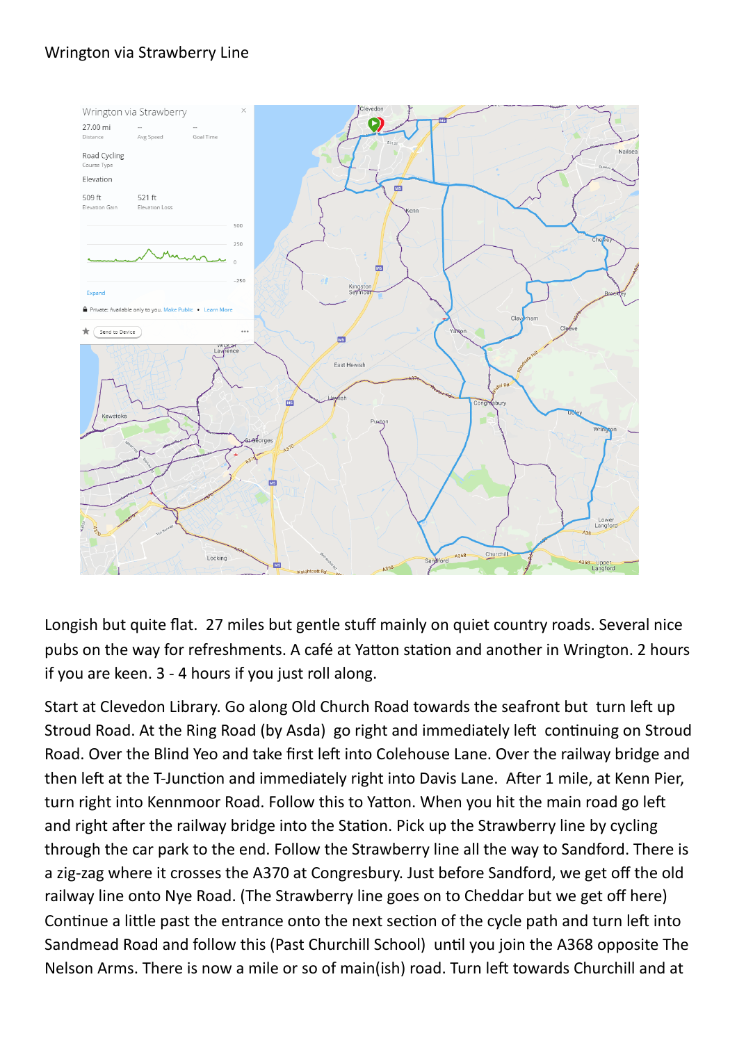Wrington via Strawberry Line

Wrington via Strawberry

27.00 mi
Distance

--
Avg Speed

--
Goal Time

Road Cycling
Course Type

Elevation

509 ft
Elevation Gain

521 ft
Elevation Loss

500
250
0
-250

Expand

Private: Available only to you. Make Public • Learn More

Send to Device

Longish but quite flat. 27 miles but gentle stuff mainly on quiet country roads. Several nice pubs on the way for refreshments. A café at Yatton station and another in Wrington. 2 hours if you are keen. 3 - 4 hours if you just roll along.

Start at Clevedon Library. Go along Old Church Road towards the seafront but turn left up Stroud Road. At the Ring Road (by Asda) go right and immediately left continuing on Stroud Road. Over the Blind Yeo and take first left into Colehouse Lane. Over the railway bridge and then left at the T-Junction and immediately right into Davis Lane. After 1 mile, at Kenn Pier, turn right into Kennmoor Road. Follow this to Yatton. When you hit the main road go left and right after the railway bridge into the Station. Pick up the Strawberry line by cycling through the car park to the end. Follow the Strawberry line all the way to Sandford. There is a zig-zag where it crosses the A370 at Congresbury. Just before Sandford, we get off the old railway line onto Nye Road. (The Strawberry line goes on to Cheddar but we get off here) Continue a little past the entrance onto the next section of the cycle path and turn left into Sandmead Road and follow this (Past Churchill School) until you join the A368 opposite The Nelson Arms. There is now a mile or so of main(ish) road. Turn left towards Churchill and at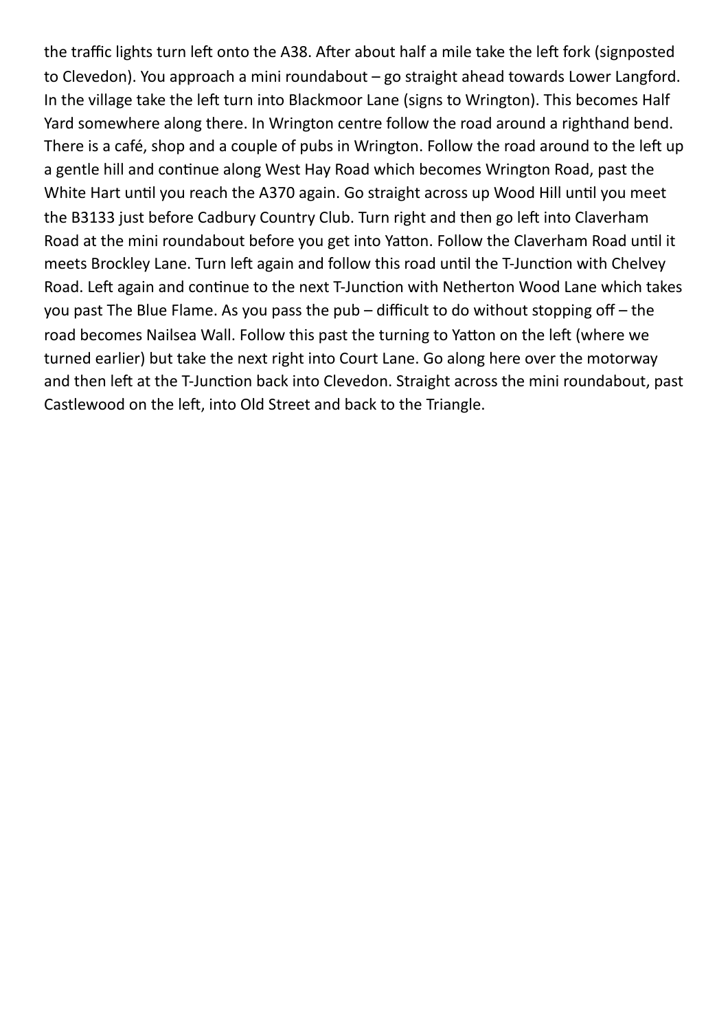the traffic lights turn left onto the A38. After about half a mile take the left fork (signposted to Clevedon). You approach a mini roundabout – go straight ahead towards Lower Langford. In the village take the left turn into Blackmoor Lane (signs to Wrington). This becomes Half Yard somewhere along there. In Wrington centre follow the road around a righthand bend. There is a café, shop and a couple of pubs in Wrington. Follow the road around to the left up a gentle hill and continue along West Hay Road which becomes Wrington Road, past the White Hart until you reach the A370 again. Go straight across up Wood Hill until you meet the B3133 just before Cadbury Country Club. Turn right and then go left into Claverham Road at the mini roundabout before you get into Yatton. Follow the Claverham Road until it meets Brockley Lane. Turn left again and follow this road until the T-Junction with Chelvey Road. Left again and continue to the next T-Junction with Netherton Wood Lane which takes you past The Blue Flame. As you pass the pub – difficult to do without stopping off – the road becomes Nailsea Wall. Follow this past the turning to Yatton on the left (where we turned earlier) but take the next right into Court Lane. Go along here over the motorway and then left at the T-Junction back into Clevedon. Straight across the mini roundabout, past Castlewood on the left, into Old Street and back to the Triangle.